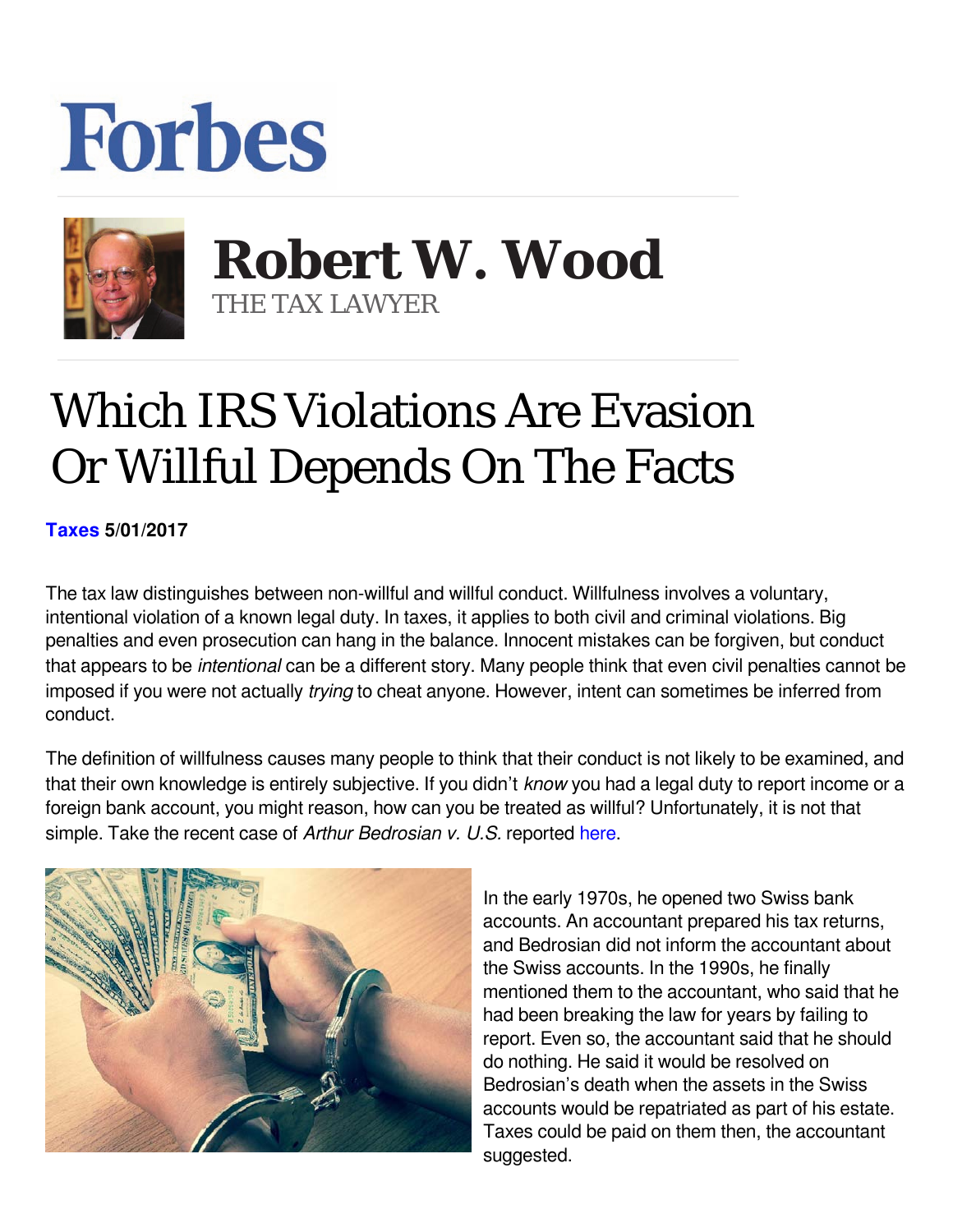# Forbes

## Robert W. Wood

THE TAX LAWYER

# Which IRS Violations Are Evasion Or Willful Depends On The Facts

**Taxes 5/01/2017**

The tax law distinguishes between non-willful and willful conduct. Willfulness involves a voluntary, intentional violation of a known legal duty. In taxes, it applies to both civil and criminal violations. Big penalties and even prosecution can hang in the balance. Innocent mistakes can be forgiven, but conduct that appears to be *intentional* can be a different story. Many people think that even civil penalties cannot be imposed if you were not actually *trying* to cheat anyone. However, intent can sometimes be inferred from conduct.

The definition of willfulness causes many people to think that their conduct is not likely to be examined, and that their own knowledge is entirely subjective. If you didn't *know* you had a legal duty to report income or a foreign bank account, you might reason, how can you be treated as willful? Unfortunately, it is not that simple. Take the recent case of *Arthur Bedrosian v. U.S.* reported here.

In the early 1970s, he opened two Swiss bank accounts. An accountant prepared his tax returns, and Bedrosian did not inform the accountant about the Swiss accounts. In the 1990s, he finally mentioned them to the accountant, who said that he had been breaking the law for years by failing to report. Even so, the accountant said that he should do nothing. He said it would be resolved on Bedrosian's death when the assets in the Swiss accounts would be repatriated as part of his estate. Taxes could be paid on them then, the accountant suggested.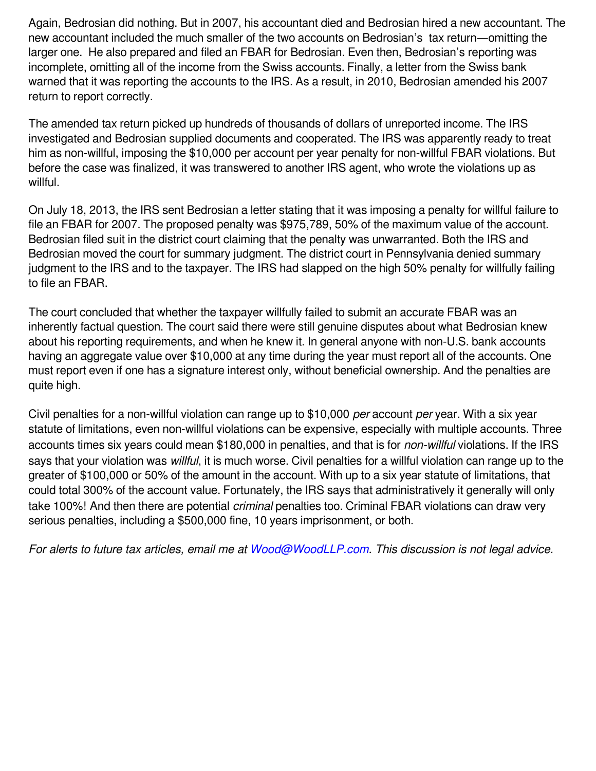Again, Bedrosian did nothing. But in 2007, his accountant died and Bedrosian hired a new accountant. The new accountant included the much smaller of the two accounts on Bedrosian's tax return—omitting the larger one. He also prepared and filed an FBAR for Bedrosian. Even then, Bedrosian's reporting was incomplete, omitting all of the income from the Swiss accounts. Finally, a letter from the Swiss bank warned that it was reporting the accounts to the IRS. As a result, in 2010, Bedrosian amended his 2007 return to report correctly.

The amended tax return picked up hundreds of thousands of dollars of unreported income. The IRS investigated and Bedrosian supplied documents and cooperated. The IRS was apparently ready to treat him as non-willful, imposing the $10,000 per account per year penalty for non-willful FBAR violations. But before the case was finalized, it was transwered to another IRS agent, who wrote the violations up as willful.

On July 18, 2013, the IRS sent Bedrosian a letter stating that it was imposing a penalty for willful failure to file an FBAR for 2007. The proposed penalty was $975,789, 50% of the maximum value of the account. Bedrosian filed suit in the district court claiming that the penalty was unwarranted. Both the IRS and Bedrosian moved the court for summary judgment. The district court in Pennsylvania denied summary judgment to the IRS and to the taxpayer. The IRS had slapped on the high 50% penalty for willfully failing to file an FBAR.

The court concluded that whether the taxpayer willfully failed to submit an accurate FBAR was an inherently factual question. The court said there were still genuine disputes about what Bedrosian knew about his reporting requirements, and when he knew it. In general anyone with non-U.S. bank accounts having an aggregate value over $10,000 at any time during the year must report all of the accounts. One must report even if one has a signature interest only, without beneficial ownership. And the penalties are quite high.

Civil penalties for a non-willful violation can range up to $10,000 *per* account *per* year. With a six year statute of limitations, even non-willful violations can be expensive, especially with multiple accounts. Three accounts times six years could mean $180,000 in penalties, and that is for *non-willful* violations. If the IRS says that your violation was *willful*, it is much worse. Civil penalties for a willful violation can range up to the greater of $100,000 or 50% of the amount in the account. With up to a six year statute of limitations, that could total 300% of the account value. Fortunately, the IRS says that administratively it generally will only take 100%! And then there are potential *criminal* penalties too. Criminal FBAR violations can draw very serious penalties, including a $500,000 fine, 10 years imprisonment, or both.

*For alerts to future tax articles, email me at Wood@WoodLLP.com. This discussion is not legal advice.*